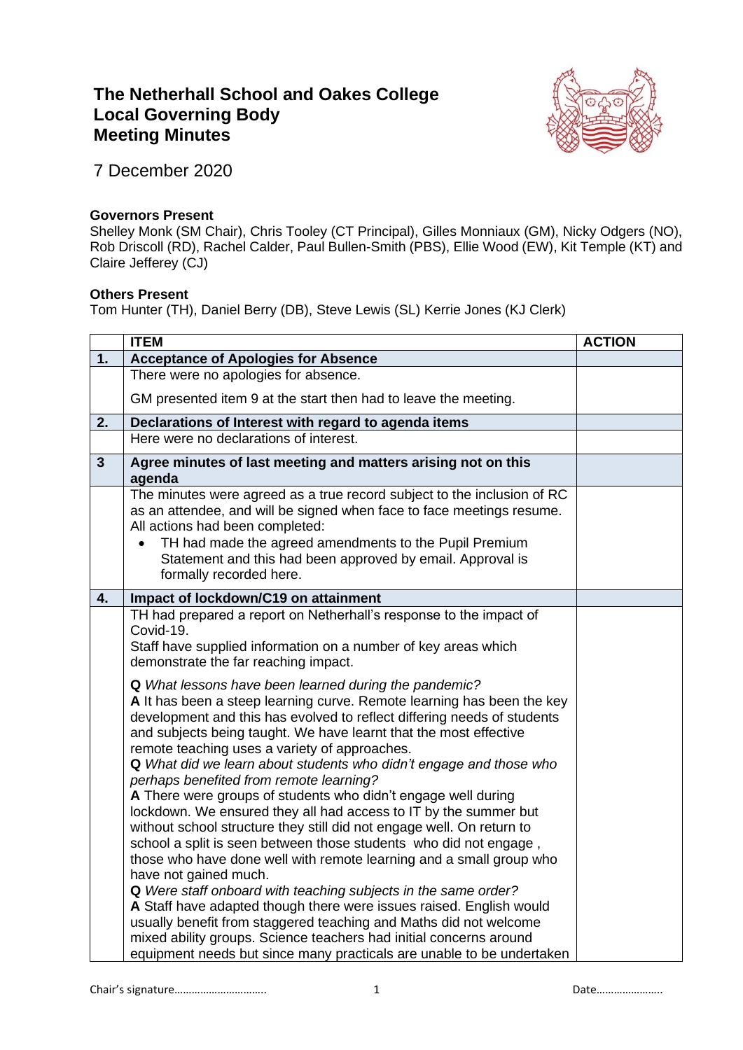# The Netherhall School and Oakes College
## Local Governing Body
## Meeting Minutes

7 December 2020

**Governors Present**
Shelley Monk (SM Chair), Chris Tooley (CT Principal), Gilles Monniaux (GM), Nicky Odgers (NO), Rob Driscoll (RD), Rachel Calder, Paul Bullen-Smith (PBS), Ellie Wood (EW), Kit Temple (KT) and Claire Jefferey (CJ)

**Others Present**
Tom Hunter (TH), Daniel Berry (DB), Steve Lewis (SL) Kerrie Jones (KJ Clerk)

| | ITEM | ACTION |
|---|---|---|
| **1.** | **Acceptance of Apologies for Absence** | |
| | There were no apologies for absence.<br><br>GM presented item 9 at the start then had to leave the meeting. | |
| **2.** | **Declarations of Interest with regard to agenda items** | |
| | Here were no declarations of interest. | |
| **3** | **Agree minutes of last meeting and matters arising not on this agenda** | |
| | The minutes were agreed as a true record subject to the inclusion of RC as an attendee, and will be signed when face to face meetings resume. All actions had been completed:<br>• TH had made the agreed amendments to the Pupil Premium Statement and this had been approved by email. Approval is formally recorded here. | |
| **4.** | **Impact of lockdown/C19 on attainment** | |
| | TH had prepared a report on Netherhall's response to the impact of Covid-19.<br>Staff have supplied information on a number of key areas which demonstrate the far reaching impact.<br><br>**Q** *What lessons have been learned during the pandemic?*<br>**A** It has been a steep learning curve. Remote learning has been the key development and this has evolved to reflect differing needs of students and subjects being taught. We have learnt that the most effective remote teaching uses a variety of approaches.<br>**Q** *What did we learn about students who didn't engage and those who perhaps benefited from remote learning?*<br>**A** There were groups of students who didn't engage well during lockdown. We ensured they all had access to IT by the summer but without school structure they still did not engage well. On return to school a split is seen between those students who did not engage , those who have done well with remote learning and a small group who have not gained much.<br>**Q** *Were staff onboard with teaching subjects in the same order?*<br>**A** Staff have adapted though there were issues raised. English would usually benefit from staggered teaching and Maths did not welcome mixed ability groups. Science teachers had initial concerns around equipment needs but since many practicals are unable to be undertaken | |

Chair's signature………………………….. Date…………………..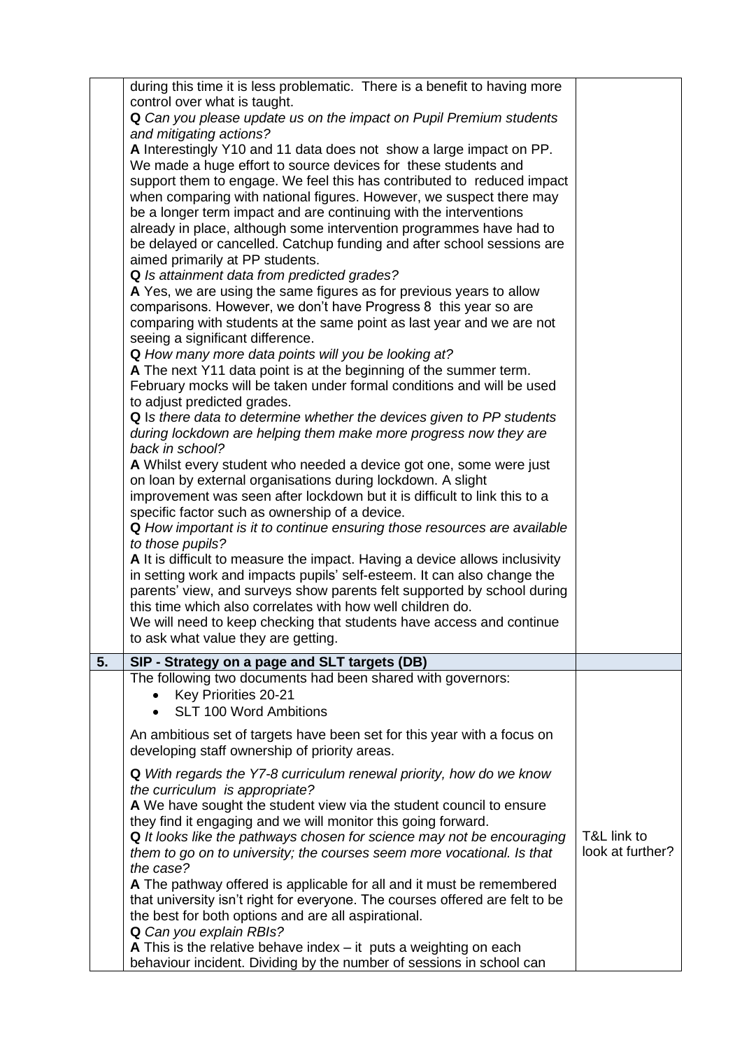| | | |
|---|---|---|
| | during this time it is less problematic. There is a benefit to having more control over what is taught.<br>**Q** *Can you please update us on the impact on Pupil Premium students and mitigating actions?*<br>**A** Interestingly Y10 and 11 data does not show a large impact on PP. We made a huge effort to source devices for these students and support them to engage. We feel this has contributed to reduced impact when comparing with national figures. However, we suspect there may be a longer term impact and are continuing with the interventions already in place, although some intervention programmes have had to be delayed or cancelled. Catchup funding and after school sessions are aimed primarily at PP students.<br>**Q** *Is attainment data from predicted grades?*<br>**A** Yes, we are using the same figures as for previous years to allow comparisons. However, we don't have Progress 8 this year so are comparing with students at the same point as last year and we are not seeing a significant difference.<br>**Q** *How many more data points will you be looking at?*<br>**A** The next Y11 data point is at the beginning of the summer term. February mocks will be taken under formal conditions and will be used to adjust predicted grades.<br>**Q** I*s there data to determine whether the devices given to PP students during lockdown are helping them make more progress now they are back in school?*<br>**A** Whilst every student who needed a device got one, some were just on loan by external organisations during lockdown. A slight improvement was seen after lockdown but it is difficult to link this to a specific factor such as ownership of a device.<br>**Q** *How important is it to continue ensuring those resources are available to those pupils?*<br>**A** It is difficult to measure the impact. Having a device allows inclusivity in setting work and impacts pupils' self-esteem. It can also change the parents' view, and surveys show parents felt supported by school during this time which also correlates with how well children do.<br>We will need to keep checking that students have access and continue to ask what value they are getting. | |
| **5.** | **SIP - Strategy on a page and SLT targets (DB)** | |
| | The following two documents had been shared with governors:<br>• Key Priorities 20-21<br>• SLT 100 Word Ambitions<br><br>An ambitious set of targets have been set for this year with a focus on developing staff ownership of priority areas.<br><br>**Q** *With regards the Y7-8 curriculum renewal priority, how do we know the curriculum is appropriate?*<br>**A** We have sought the student view via the student council to ensure they find it engaging and we will monitor this going forward.<br>**Q** *It looks like the pathways chosen for science may not be encouraging them to go on to university; the courses seem more vocational. Is that the case?*<br>**A** The pathway offered is applicable for all and it must be remembered that university isn't right for everyone. The courses offered are felt to be the best for both options and are all aspirational.<br>**Q** *Can you explain RBIs?*<br>**A** This is the relative behave index – it puts a weighting on each behaviour incident. Dividing by the number of sessions in school can | T&L link to look at further? |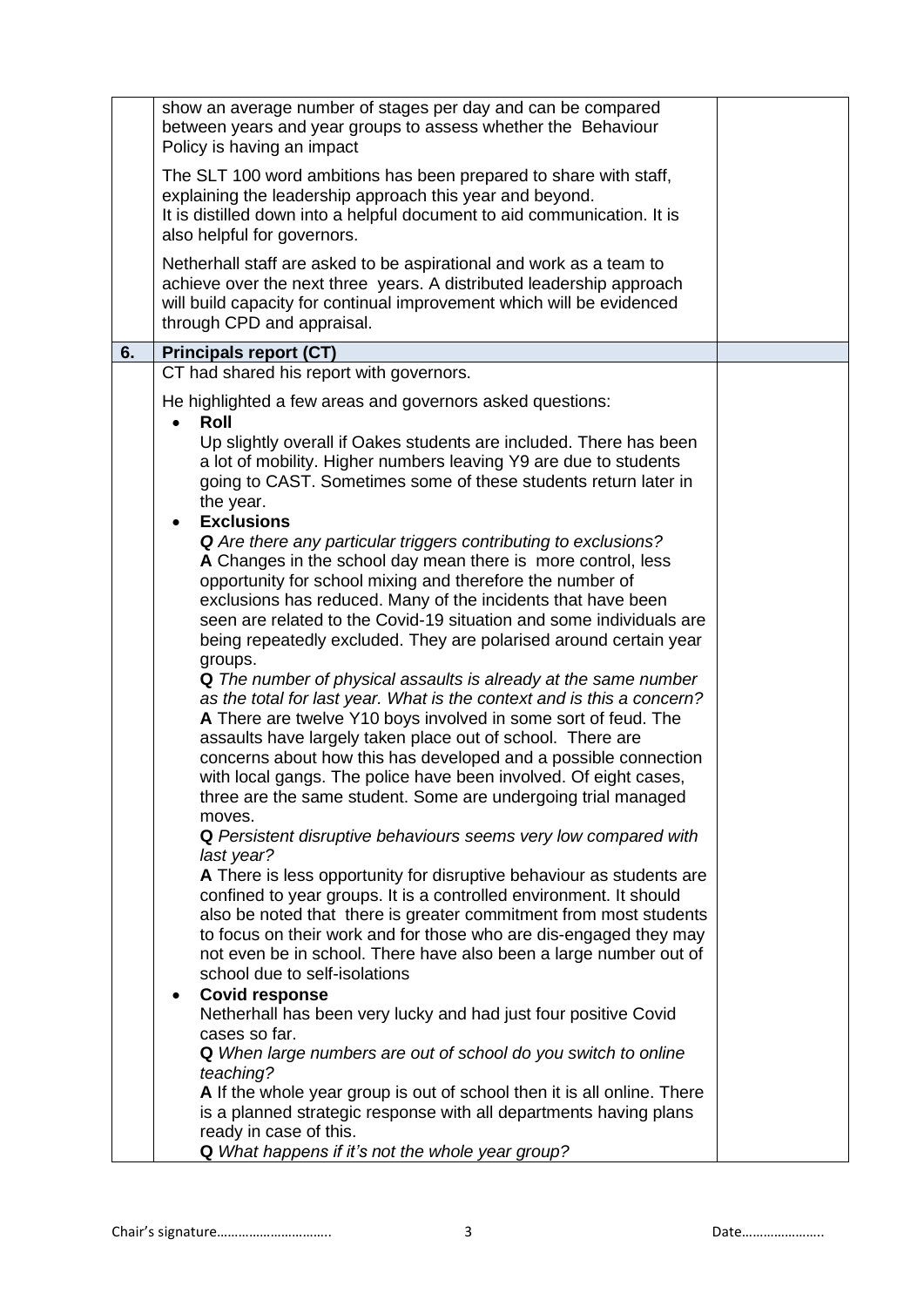| | | |
|---|---|---|
| | show an average number of stages per day and can be compared between years and year groups to assess whether the Behaviour Policy is having an impact<br><br>The SLT 100 word ambitions has been prepared to share with staff, explaining the leadership approach this year and beyond.<br>It is distilled down into a helpful document to aid communication. It is also helpful for governors.<br><br>Netherhall staff are asked to be aspirational and work as a team to achieve over the next three years. A distributed leadership approach will build capacity for continual improvement which will be evidenced through CPD and appraisal. | |
| **6.** | **Principals report (CT)** | |
| | CT had shared his report with governors.<br><br>He highlighted a few areas and governors asked questions:<br>• **Roll**<br>Up slightly overall if Oakes students are included. There has been a lot of mobility. Higher numbers leaving Y9 are due to students going to CAST. Sometimes some of these students return later in the year.<br>• **Exclusions**<br>***Q*** *Are there any particular triggers contributing to exclusions?*<br>**A** Changes in the school day mean there is more control, less opportunity for school mixing and therefore the number of exclusions has reduced. Many of the incidents that have been seen are related to the Covid-19 situation and some individuals are being repeatedly excluded. They are polarised around certain year groups.<br>**Q** *The number of physical assaults is already at the same number as the total for last year. What is the context and is this a concern?*<br>**A** There are twelve Y10 boys involved in some sort of feud. The assaults have largely taken place out of school. There are concerns about how this has developed and a possible connection with local gangs. The police have been involved. Of eight cases, three are the same student. Some are undergoing trial managed moves.<br>**Q** *Persistent disruptive behaviours seems very low compared with last year?*<br>**A** There is less opportunity for disruptive behaviour as students are confined to year groups. It is a controlled environment. It should also be noted that there is greater commitment from most students to focus on their work and for those who are dis-engaged they may not even be in school. There have also been a large number out of school due to self-isolations<br>• **Covid response**<br>Netherhall has been very lucky and had just four positive Covid cases so far.<br>**Q** *When large numbers are out of school do you switch to online teaching?*<br>**A** If the whole year group is out of school then it is all online. There is a planned strategic response with all departments having plans ready in case of this.<br>**Q** *What happens if it's not the whole year group?* | |

Chair's signature………………………….. Date…………………..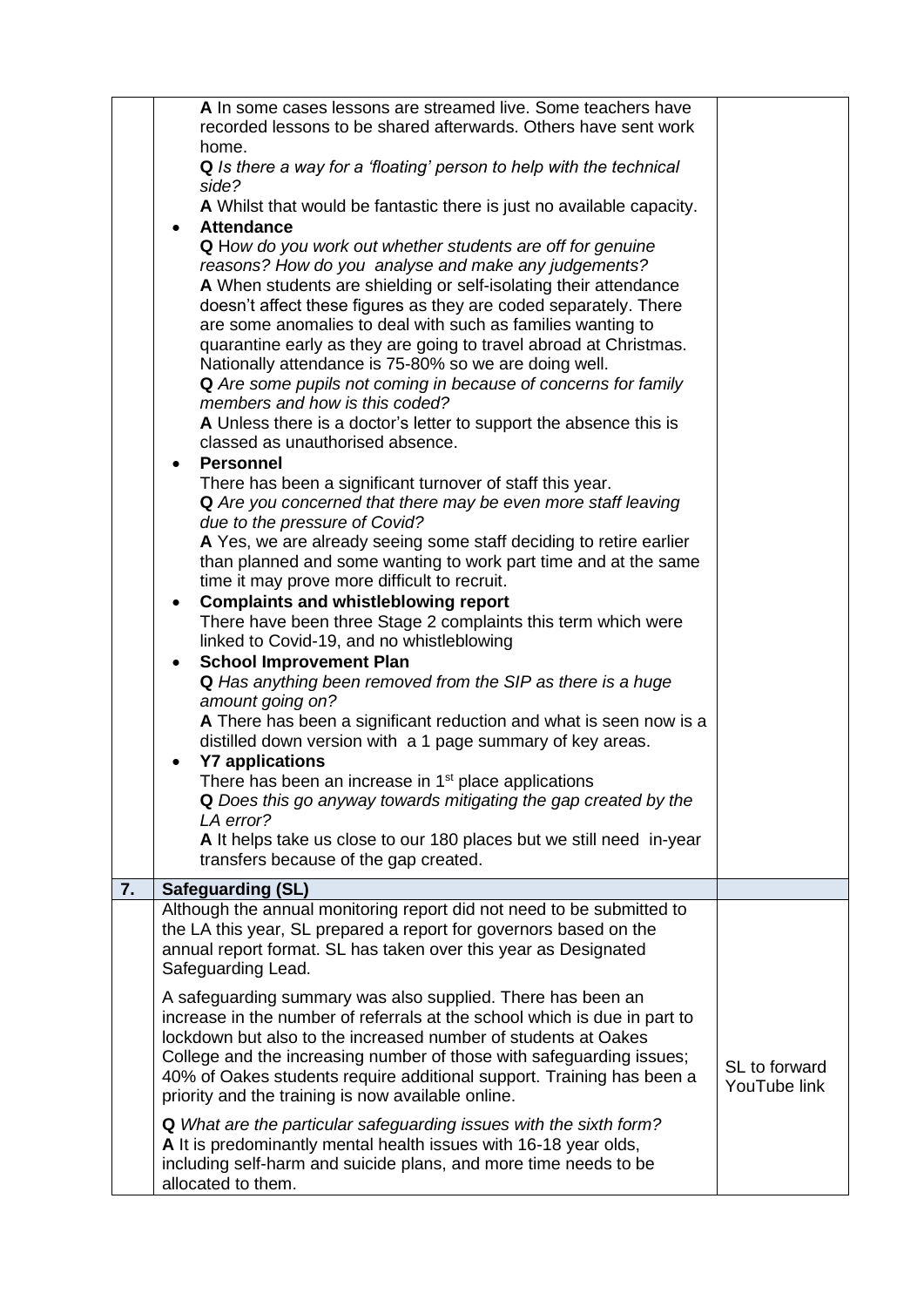| | | |
|---|---|---|
| | **A** In some cases lessons are streamed live. Some teachers have recorded lessons to be shared afterwards. Others have sent work home.<br>**Q** *Is there a way for a 'floating' person to help with the technical side?*<br>**A** Whilst that would be fantastic there is just no available capacity.<br>• **Attendance**<br>**Q** *How do you work out whether students are off for genuine reasons? How do you analyse and make any judgements?*<br>**A** When students are shielding or self-isolating their attendance doesn't affect these figures as they are coded separately. There are some anomalies to deal with such as families wanting to quarantine early as they are going to travel abroad at Christmas. Nationally attendance is 75-80% so we are doing well.<br>**Q** *Are some pupils not coming in because of concerns for family members and how is this coded?*<br>**A** Unless there is a doctor's letter to support the absence this is classed as unauthorised absence.<br>• **Personnel**<br>There has been a significant turnover of staff this year.<br>**Q** *Are you concerned that there may be even more staff leaving due to the pressure of Covid?*<br>**A** Yes, we are already seeing some staff deciding to retire earlier than planned and some wanting to work part time and at the same time it may prove more difficult to recruit.<br>• **Complaints and whistleblowing report**<br>There have been three Stage 2 complaints this term which were linked to Covid-19, and no whistleblowing<br>• **School Improvement Plan**<br>**Q** *Has anything been removed from the SIP as there is a huge amount going on?*<br>**A** There has been a significant reduction and what is seen now is a distilled down version with a 1 page summary of key areas.<br>• **Y7 applications**<br>There has been an increase in 1st place applications<br>**Q** *Does this go anyway towards mitigating the gap created by the LA error?*<br>**A** It helps take us close to our 180 places but we still need in-year transfers because of the gap created. | |
| **7.** | **Safeguarding (SL)** | |
| | Although the annual monitoring report did not need to be submitted to the LA this year, SL prepared a report for governors based on the annual report format. SL has taken over this year as Designated Safeguarding Lead.<br><br>A safeguarding summary was also supplied. There has been an increase in the number of referrals at the school which is due in part to lockdown but also to the increased number of students at Oakes College and the increasing number of those with safeguarding issues; 40% of Oakes students require additional support. Training has been a priority and the training is now available online.<br><br>**Q** *What are the particular safeguarding issues with the sixth form?*<br>**A** It is predominantly mental health issues with 16-18 year olds, including self-harm and suicide plans, and more time needs to be allocated to them. | SL to forward YouTube link |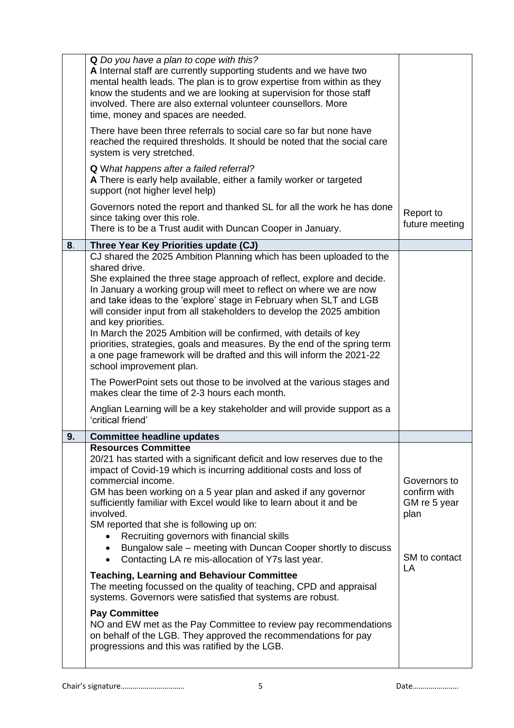| | | |
|---|---|---|
| | **Q** *Do you have a plan to cope with this?*<br>**A** Internal staff are currently supporting students and we have two mental health leads. The plan is to grow expertise from within as they know the students and we are looking at supervision for those staff involved. There are also external volunteer counsellors. More time, money and spaces are needed.<br><br>There have been three referrals to social care so far but none have reached the required thresholds. It should be noted that the social care system is very stretched.<br><br>**Q** W*hat happens after a failed referral?*<br>**A** There is early help available, either a family worker or targeted support (not higher level help)<br><br>Governors noted the report and thanked SL for all the work he has done since taking over this role.<br>There is to be a Trust audit with Duncan Cooper in January. | Report to future meeting |
| **8**. | **Three Year Key Priorities update (CJ)** | |
| | CJ shared the 2025 Ambition Planning which has been uploaded to the shared drive.<br>She explained the three stage approach of reflect, explore and decide. In January a working group will meet to reflect on where we are now and take ideas to the 'explore' stage in February when SLT and LGB will consider input from all stakeholders to develop the 2025 ambition and key priorities.<br>In March the 2025 Ambition will be confirmed, with details of key priorities, strategies, goals and measures. By the end of the spring term a one page framework will be drafted and this will inform the 2021-22 school improvement plan.<br><br>The PowerPoint sets out those to be involved at the various stages and makes clear the time of 2-3 hours each month.<br><br>Anglian Learning will be a key stakeholder and will provide support as a 'critical friend' | |
| **9.** | **Committee headline updates** | |
| | **Resources Committee**<br>20/21 has started with a significant deficit and low reserves due to the impact of Covid-19 which is incurring additional costs and loss of commercial income.<br>GM has been working on a 5 year plan and asked if any governor sufficiently familiar with Excel would like to learn about it and be involved.<br>SM reported that she is following up on:<br>• Recruiting governors with financial skills<br>• Bungalow sale – meeting with Duncan Cooper shortly to discuss<br>• Contacting LA re mis-allocation of Y7s last year.<br><br>**Teaching, Learning and Behaviour Committee**<br>The meeting focussed on the quality of teaching, CPD and appraisal systems. Governors were satisfied that systems are robust.<br><br>**Pay Committee**<br>NO and EW met as the Pay Committee to review pay recommendations on behalf of the LGB. They approved the recommendations for pay progressions and this was ratified by the LGB. | Governors to confirm with GM re 5 year plan<br><br>SM to contact LA |

Chair's signature………………………..                                                                Date…………………..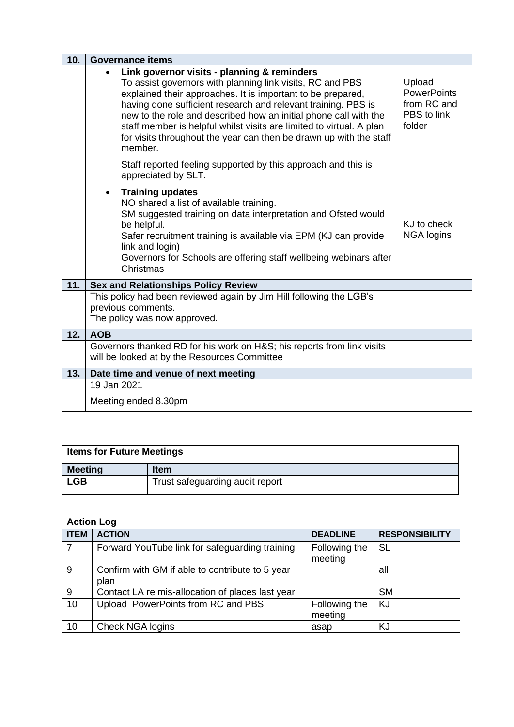| | | |
|---|---|---|
| **10.** | **Governance items** | |
| | • **Link governor visits - planning & reminders** To assist governors with planning link visits, RC and PBS explained their approaches. It is important to be prepared, having done sufficient research and relevant training. PBS is new to the role and described how an initial phone call with the staff member is helpful whilst visits are limited to virtual. A plan for visits throughout the year can then be drawn up with the staff member. Staff reported feeling supported by this approach and this is appreciated by SLT. | Upload PowerPoints from RC and PBS to link folder |
| | • **Training updates** NO shared a list of available training. SM suggested training on data interpretation and Ofsted would be helpful. Safer recruitment training is available via EPM (KJ can provide link and login) Governors for Schools are offering staff wellbeing webinars after Christmas | KJ to check NGA logins |
| **11.** | **Sex and Relationships Policy Review** | |
| | This policy had been reviewed again by Jim Hill following the LGB's previous comments. The policy was now approved. | |
| **12.** | **AOB** | |
| | Governors thanked RD for his work on H&S; his reports from link visits will be looked at by the Resources Committee | |
| **13.** | **Date time and venue of next meeting** | |
| | 19 Jan 2021 Meeting ended 8.30pm | |

| **Items for Future Meetings** | |
|---|---|
| **Meeting** | **Item** |
| **LGB** | Trust safeguarding audit report |

| **Action Log** | | | |
|---|---|---|---|
| **ITEM** | **ACTION** | **DEADLINE** | **RESPONSIBILITY** |
| 7 | Forward YouTube link for safeguarding training | Following the meeting | SL |
| 9 | Confirm with GM if able to contribute to 5 year plan | | all |
| 9 | Contact LA re mis-allocation of places last year | | SM |
| 10 | Upload PowerPoints from RC and PBS | Following the meeting | KJ |
| 10 | Check NGA logins | asap | KJ |